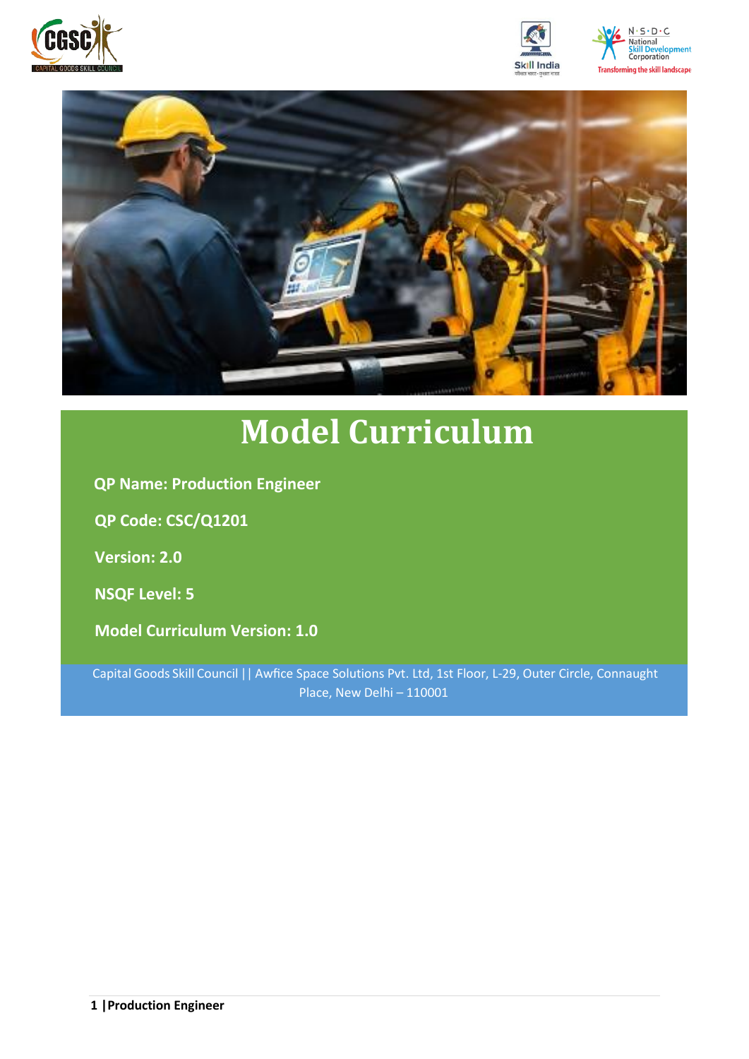# Model Curriculum

**QP Name: Production Engineer**

**QP Code: CSC/Q1201**

**Version: 2.0**

**NSQF Level: 5**

**Model Curriculum Version: 1.0**

Capital Goods Skill Council || Awfice Space Solutions Pvt. Ltd, 1st Floor, L-29, Outer Circle, Connaught Place, New Delhi – 110001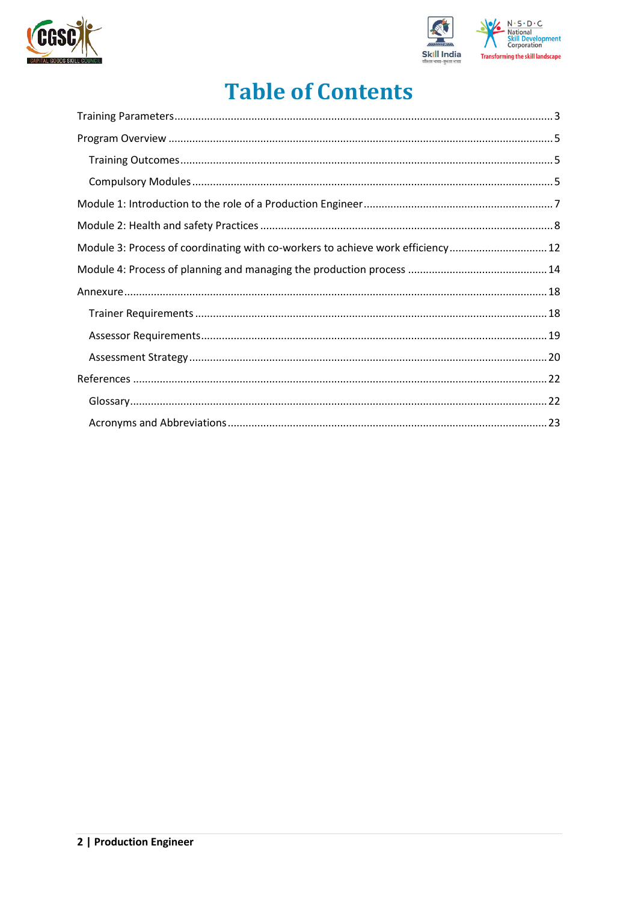# Table of Contents

Training Parameters ........................................................................................................................ 3

Program Overview ............................................................................................................................ 5

- Training Outcomes ...................................................................................................................... 5
- Compulsory Modules .................................................................................................................. 5

Module 1: Introduction to the role of a Production Engineer ........................................................... 7

Module 2: Health and safety Practices ............................................................................................... 8

Module 3: Process of coordinating with co-workers to achieve work efficiency ............................... 12

Module 4: Process of planning and managing the production process ............................................. 14

Annexure .......................................................................................................................................... 18

- Trainer Requirements ................................................................................................................ 18
- Assessor Requirements .............................................................................................................. 19
- Assessment Strategy .................................................................................................................. 20

References ........................................................................................................................................ 22

- Glossary ...................................................................................................................................... 22
- Acronyms and Abbreviations ..................................................................................................... 23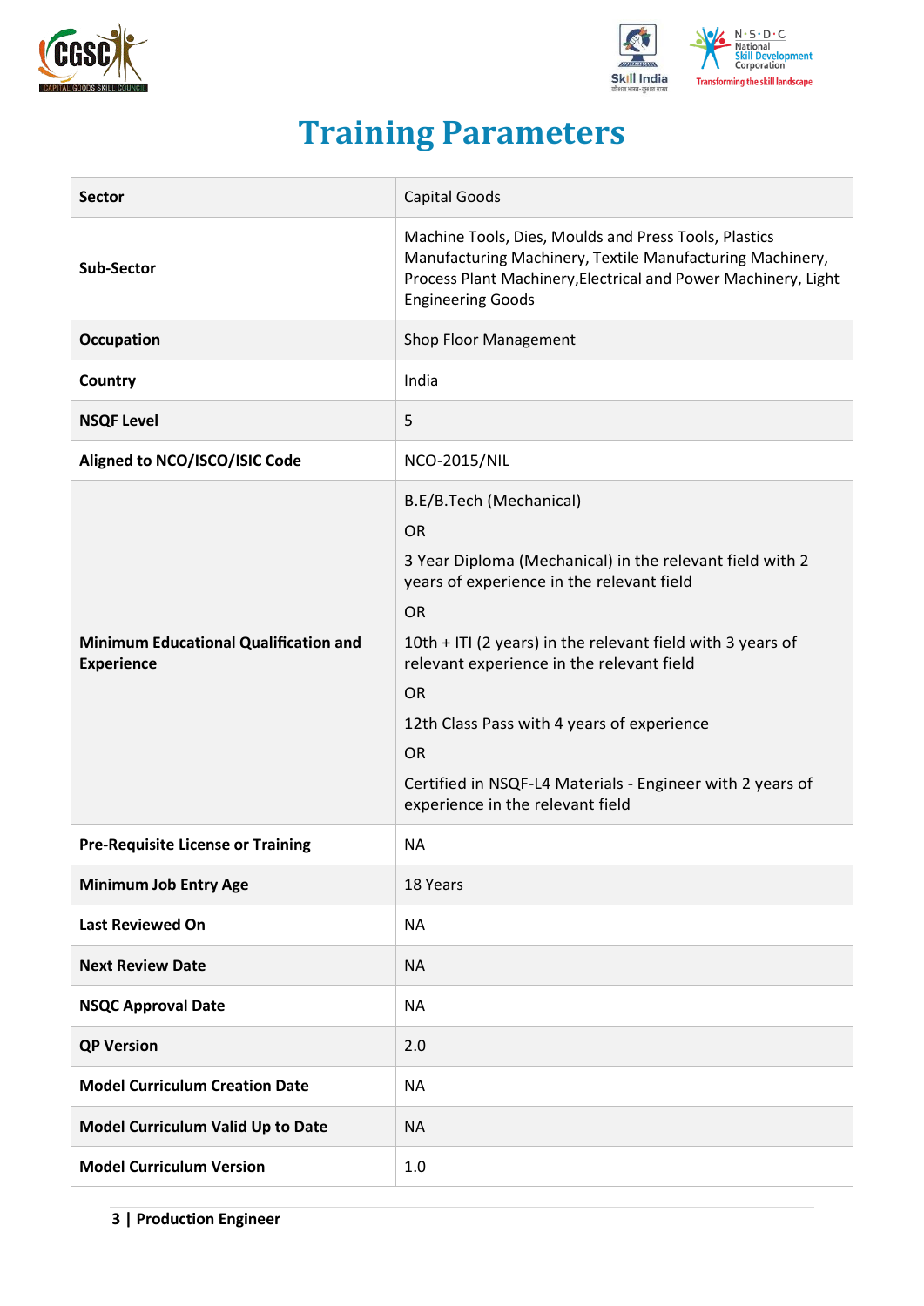# Training Parameters

| Sector | Capital Goods |
|---|---|
| Sub-Sector | Machine Tools, Dies, Moulds and Press Tools, Plastics Manufacturing Machinery, Textile Manufacturing Machinery, Process Plant Machinery,Electrical and Power Machinery, Light Engineering Goods |
| Occupation | Shop Floor Management |
| Country | India |
| NSQF Level | 5 |
| Aligned to NCO/ISCO/ISIC Code | NCO-2015/NIL |
| Minimum Educational Qualification and Experience | B.E/B.Tech (Mechanical)<br>OR<br>3 Year Diploma (Mechanical) in the relevant field with 2 years of experience in the relevant field<br>OR<br>10th + ITI (2 years) in the relevant field with 3 years of relevant experience in the relevant field<br>OR<br>12th Class Pass with 4 years of experience<br>OR<br>Certified in NSQF-L4 Materials - Engineer with 2 years of experience in the relevant field |
| Pre-Requisite License or Training | NA |
| Minimum Job Entry Age | 18 Years |
| Last Reviewed On | NA |
| Next Review Date | NA |
| NSQC Approval Date | NA |
| QP Version | 2.0 |
| Model Curriculum Creation Date | NA |
| Model Curriculum Valid Up to Date | NA |
| Model Curriculum Version | 1.0 |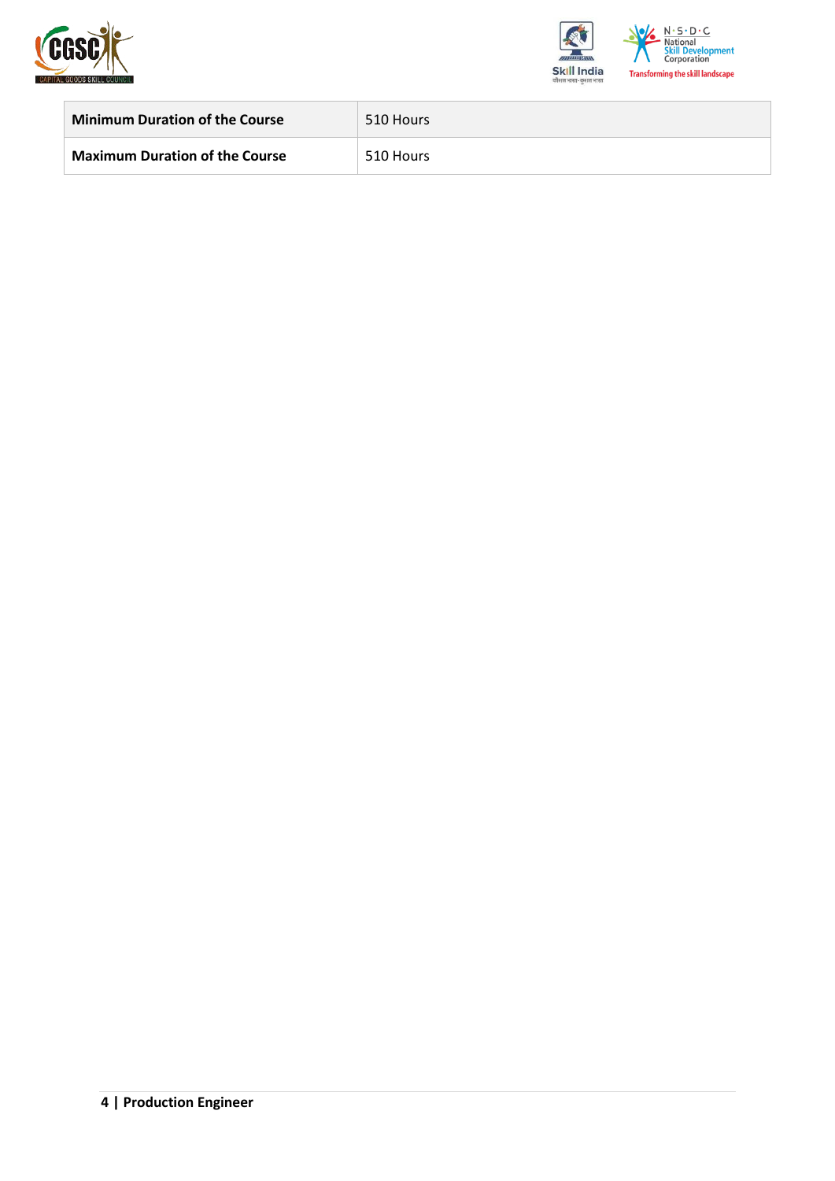| **Minimum Duration of the Course** | 510 Hours |
|---|---|
| **Maximum Duration of the Course** | 510 Hours |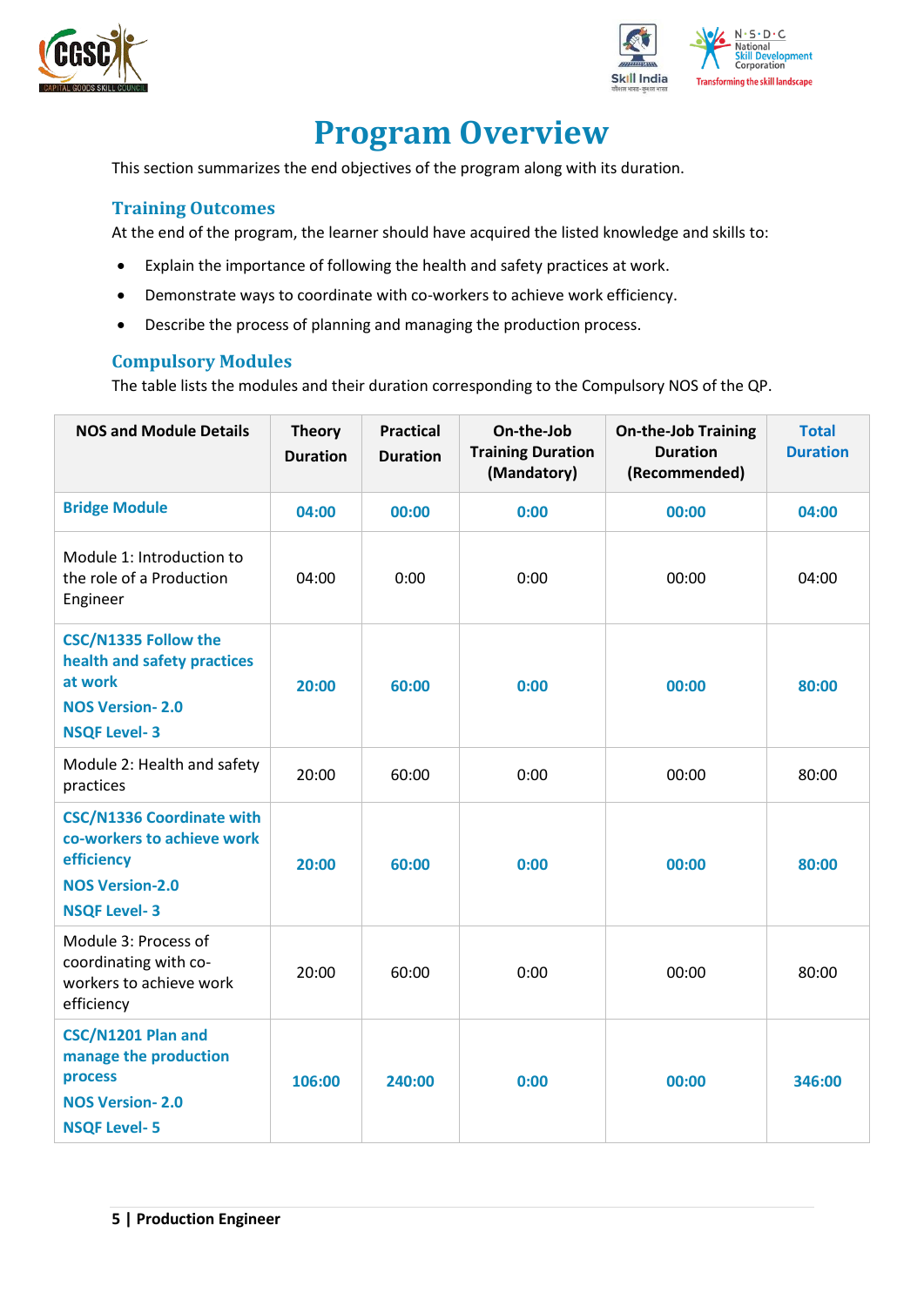# Program Overview

This section summarizes the end objectives of the program along with its duration.

## Training Outcomes

At the end of the program, the learner should have acquired the listed knowledge and skills to:

- Explain the importance of following the health and safety practices at work.
- Demonstrate ways to coordinate with co-workers to achieve work efficiency.
- Describe the process of planning and managing the production process.

## Compulsory Modules

The table lists the modules and their duration corresponding to the Compulsory NOS of the QP.

| NOS and Module Details | Theory Duration | Practical Duration | On-the-Job Training Duration (Mandatory) | On-the-Job Training Duration (Recommended) | Total Duration |
|---|---|---|---|---|---|
| **Bridge Module** | **04:00** | **00:00** | **0:00** | **00:00** | **04:00** |
| Module 1: Introduction to the role of a Production Engineer | 04:00 | 0:00 | 0:00 | 00:00 | 04:00 |
| **CSC/N1335 Follow the health and safety practices at work**<br>**NOS Version- 2.0**<br>**NSQF Level- 3** | **20:00** | **60:00** | **0:00** | **00:00** | **80:00** |
| Module 2: Health and safety practices | 20:00 | 60:00 | 0:00 | 00:00 | 80:00 |
| **CSC/N1336 Coordinate with co-workers to achieve work efficiency**<br>**NOS Version-2.0**<br>**NSQF Level- 3** | **20:00** | **60:00** | **0:00** | **00:00** | **80:00** |
| Module 3: Process of coordinating with co-workers to achieve work efficiency | 20:00 | 60:00 | 0:00 | 00:00 | 80:00 |
| **CSC/N1201 Plan and manage the production process**<br>**NOS Version- 2.0**<br>**NSQF Level- 5** | **106:00** | **240:00** | **0:00** | **00:00** | **346:00** |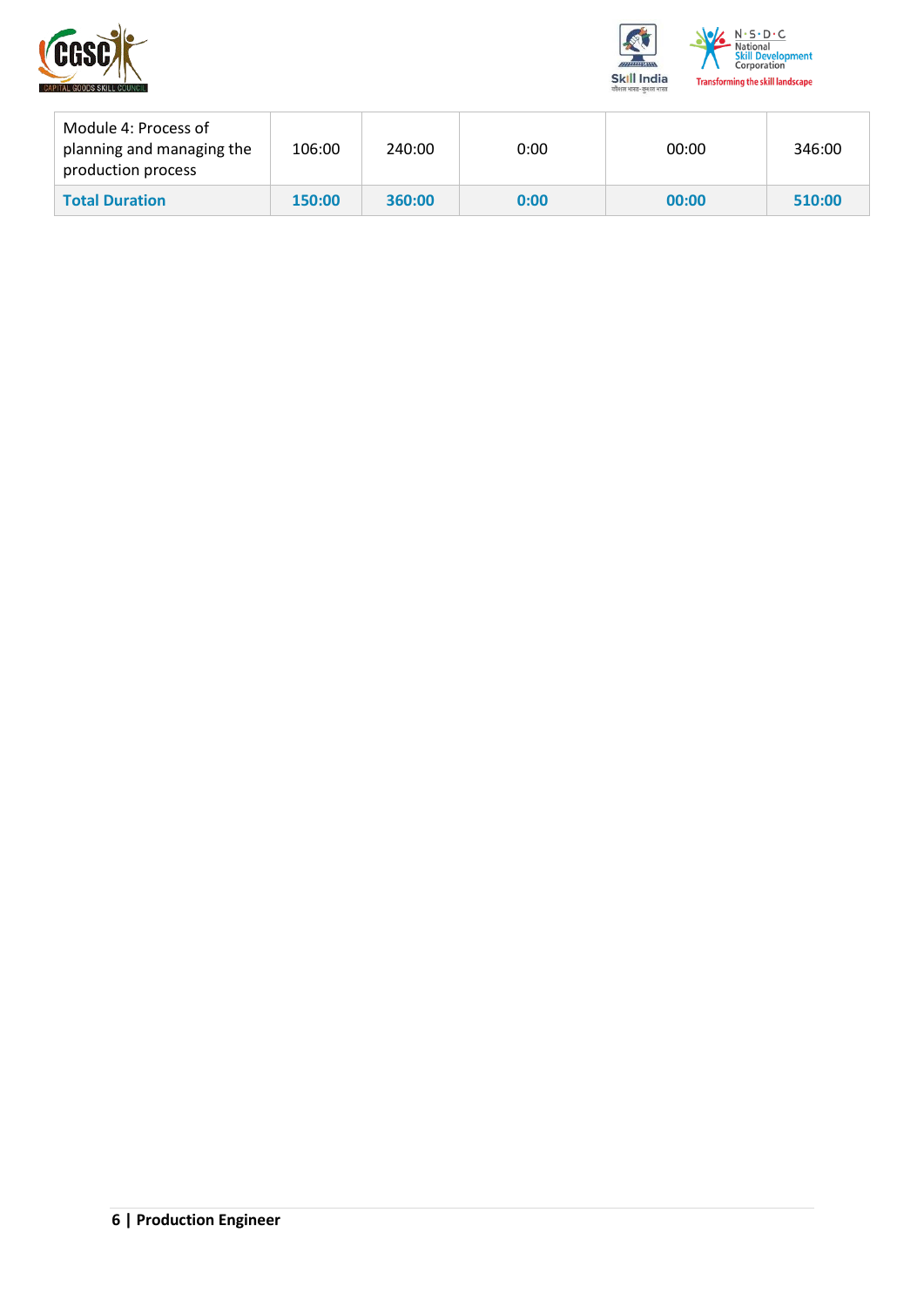| Module 4: Process of planning and managing the production process | 106:00 | 240:00 | 0:00 | 00:00 | 346:00 |
|---|---|---|---|---|---|
| **Total Duration** | **150:00** | **360:00** | **0:00** | **00:00** | **510:00** |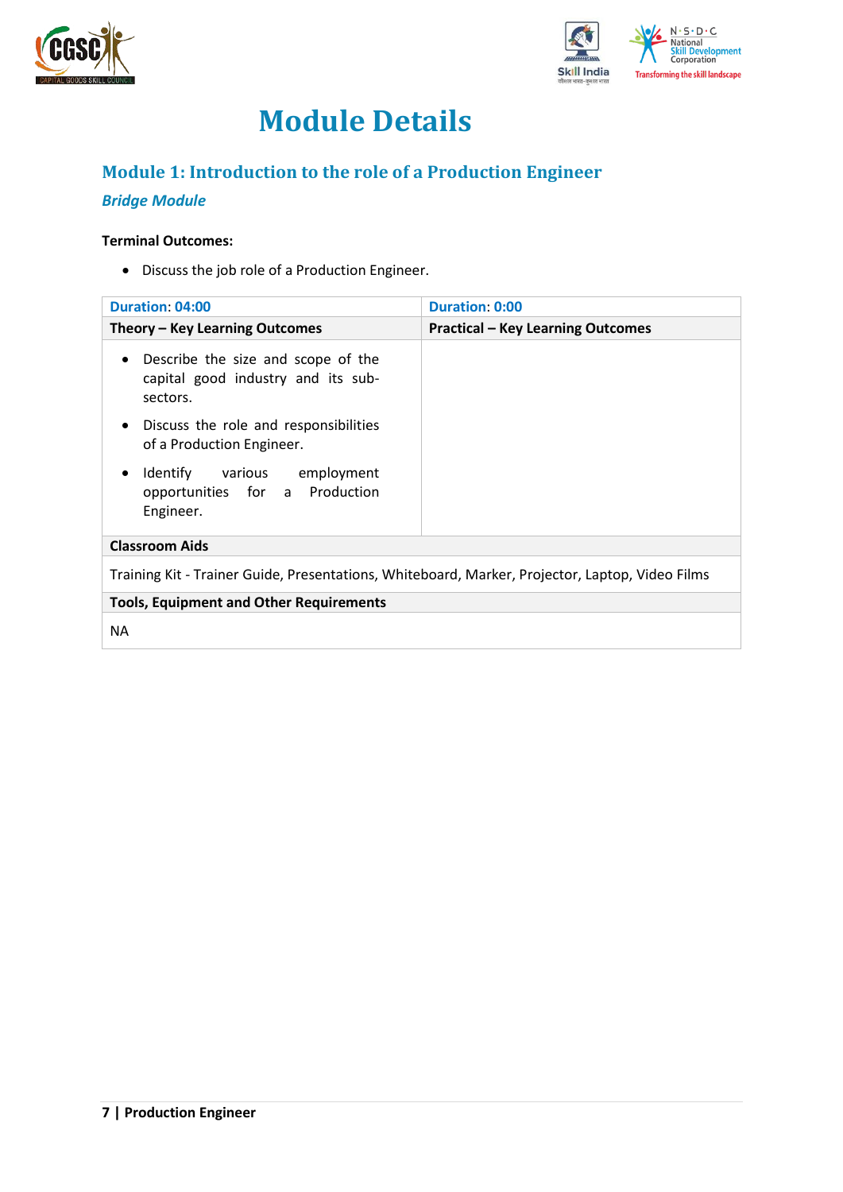# Module Details

## Module 1: Introduction to the role of a Production Engineer

### *Bridge Module*

**Terminal Outcomes:**

- Discuss the job role of a Production Engineer.

| Duration: 04:00 | Duration: 0:00 |
|---|---|
| **Theory – Key Learning Outcomes** | **Practical – Key Learning Outcomes** |
| • Describe the size and scope of the capital good industry and its sub-sectors.<br>• Discuss the role and responsibilities of a Production Engineer.<br>• Identify various employment opportunities for a Production Engineer. | |
| **Classroom Aids** | |
| Training Kit - Trainer Guide, Presentations, Whiteboard, Marker, Projector, Laptop, Video Films | |
| **Tools, Equipment and Other Requirements** | |
| NA | |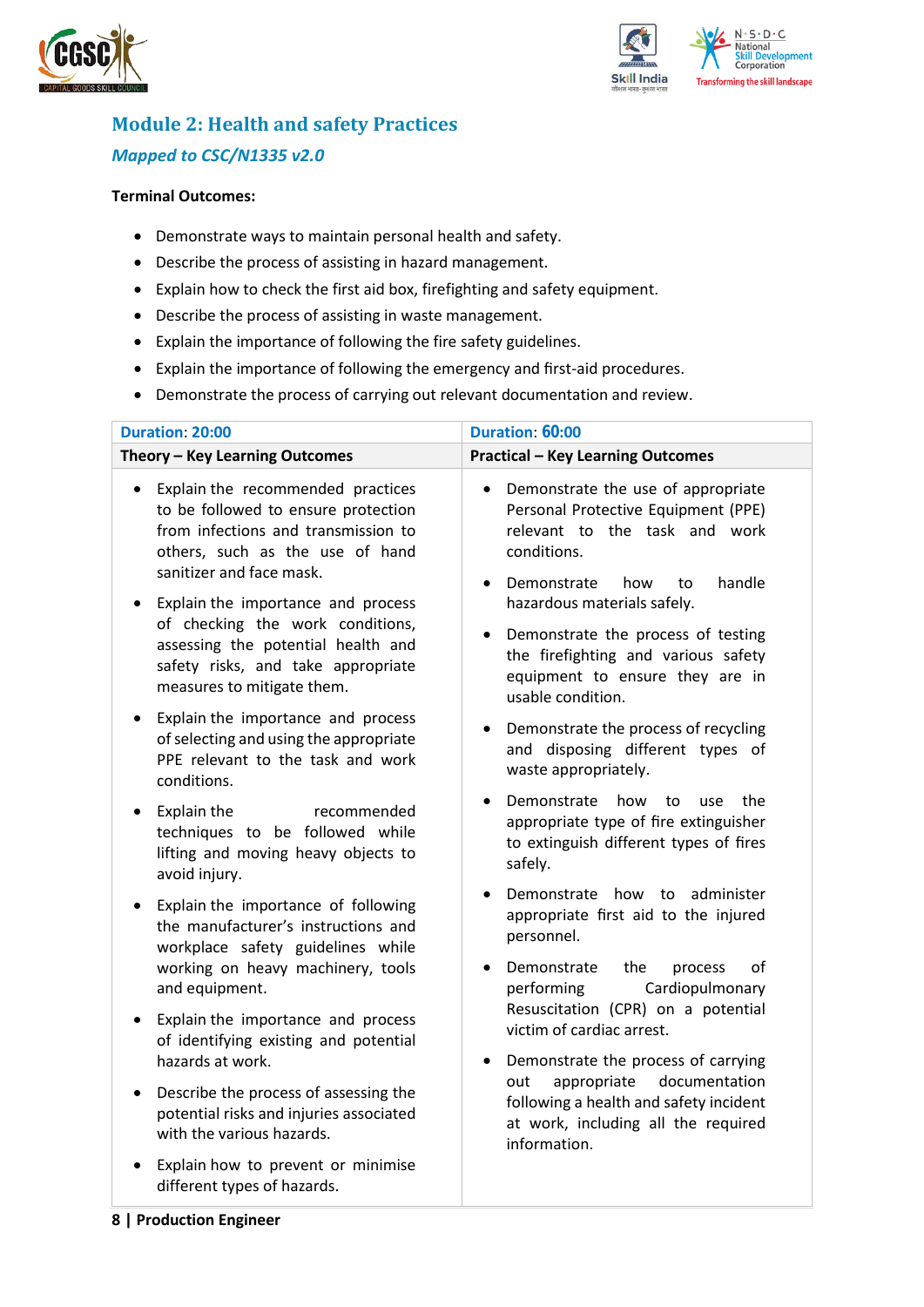## Module 2: Health and safety Practices

### *Mapped to CSC/N1335 v2.0*

**Terminal Outcomes:**

- Demonstrate ways to maintain personal health and safety.
- Describe the process of assisting in hazard management.
- Explain how to check the first aid box, firefighting and safety equipment.
- Describe the process of assisting in waste management.
- Explain the importance of following the fire safety guidelines.
- Explain the importance of following the emergency and first-aid procedures.
- Demonstrate the process of carrying out relevant documentation and review.

| Duration: 20:00 | Duration: 60:00 |
|---|---|
| **Theory – Key Learning Outcomes** | **Practical – Key Learning Outcomes** |
| • Explain the recommended practices to be followed to ensure protection from infections and transmission to others, such as the use of hand sanitizer and face mask.<br>• Explain the importance and process of checking the work conditions, assessing the potential health and safety risks, and take appropriate measures to mitigate them.<br>• Explain the importance and process of selecting and using the appropriate PPE relevant to the task and work conditions.<br>• Explain the recommended techniques to be followed while lifting and moving heavy objects to avoid injury.<br>• Explain the importance of following the manufacturer's instructions and workplace safety guidelines while working on heavy machinery, tools and equipment.<br>• Explain the importance and process of identifying existing and potential hazards at work.<br>• Describe the process of assessing the potential risks and injuries associated with the various hazards.<br>• Explain how to prevent or minimise different types of hazards. | • Demonstrate the use of appropriate Personal Protective Equipment (PPE) relevant to the task and work conditions.<br>• Demonstrate how to handle hazardous materials safely.<br>• Demonstrate the process of testing the firefighting and various safety equipment to ensure they are in usable condition.<br>• Demonstrate the process of recycling and disposing different types of waste appropriately.<br>• Demonstrate how to use the appropriate type of fire extinguisher to extinguish different types of fires safely.<br>• Demonstrate how to administer appropriate first aid to the injured personnel.<br>• Demonstrate the process of performing Cardiopulmonary Resuscitation (CPR) on a potential victim of cardiac arrest.<br>• Demonstrate the process of carrying out appropriate documentation following a health and safety incident at work, including all the required information. |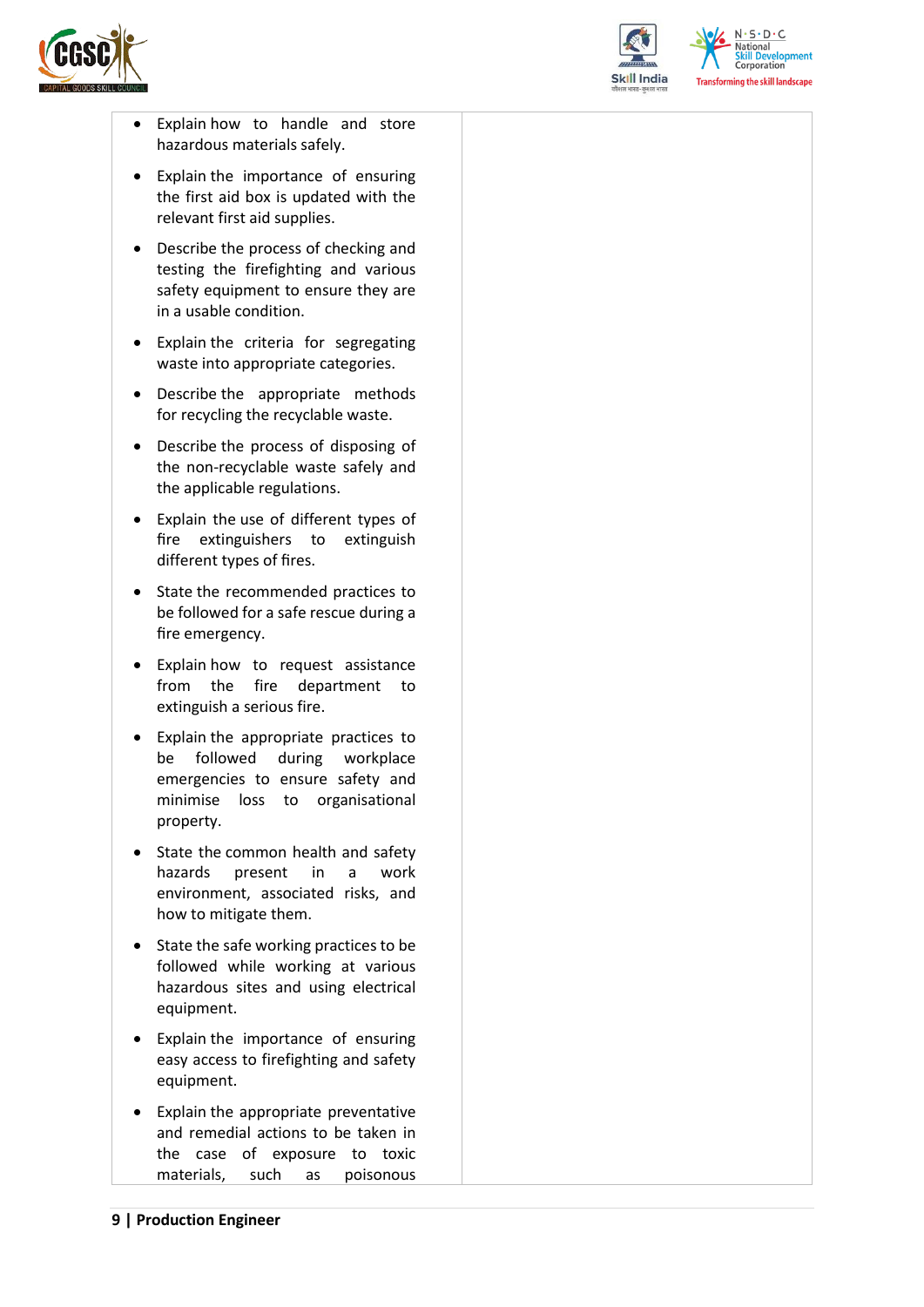|  |  |
|---|---|
| • Explain how to handle and store hazardous materials safely.<br>• Explain the importance of ensuring the first aid box is updated with the relevant first aid supplies.<br>• Describe the process of checking and testing the firefighting and various safety equipment to ensure they are in a usable condition.<br>• Explain the criteria for segregating waste into appropriate categories.<br>• Describe the appropriate methods for recycling the recyclable waste.<br>• Describe the process of disposing of the non-recyclable waste safely and the applicable regulations.<br>• Explain the use of different types of fire extinguishers to extinguish different types of fires.<br>• State the recommended practices to be followed for a safe rescue during a fire emergency.<br>• Explain how to request assistance from the fire department to extinguish a serious fire.<br>• Explain the appropriate practices to be followed during workplace emergencies to ensure safety and minimise loss to organisational property.<br>• State the common health and safety hazards present in a work environment, associated risks, and how to mitigate them.<br>• State the safe working practices to be followed while working at various hazardous sites and using electrical equipment.<br>• Explain the importance of ensuring easy access to firefighting and safety equipment.<br>• Explain the appropriate preventative and remedial actions to be taken in the case of exposure to toxic materials, such as poisonous |  |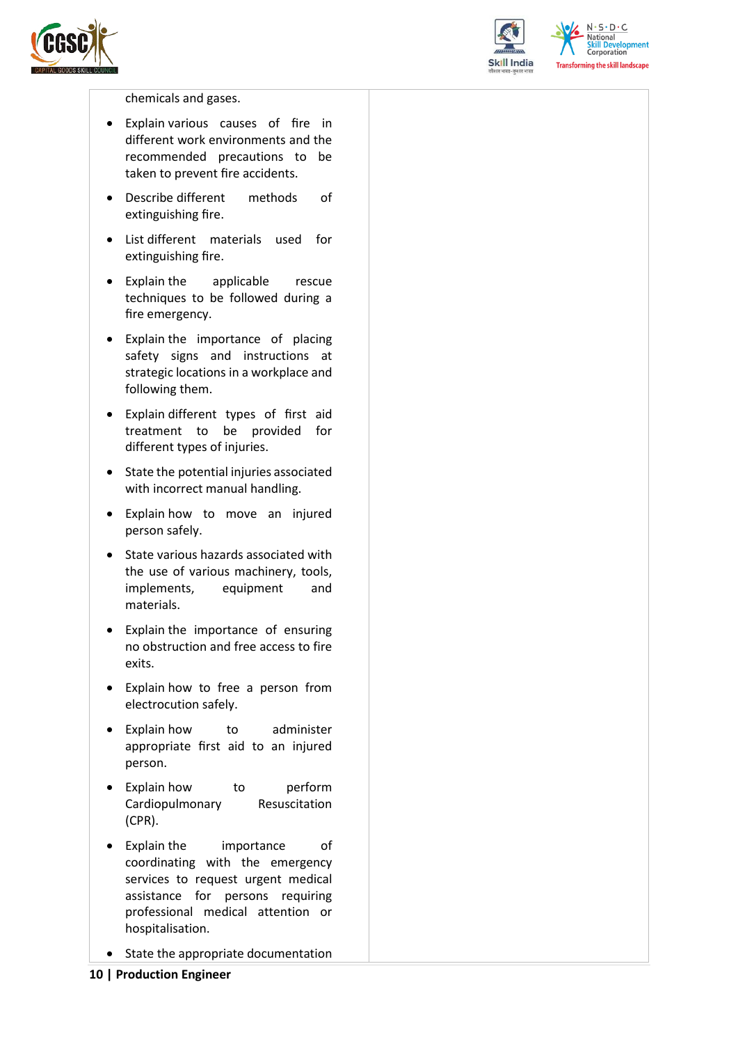| | |
|---|---|
| chemicals and gases.<br>• Explain various causes of fire in different work environments and the recommended precautions to be taken to prevent fire accidents.<br>• Describe different methods of extinguishing fire.<br>• List different materials used for extinguishing fire.<br>• Explain the applicable rescue techniques to be followed during a fire emergency.<br>• Explain the importance of placing safety signs and instructions at strategic locations in a workplace and following them.<br>• Explain different types of first aid treatment to be provided for different types of injuries.<br>• State the potential injuries associated with incorrect manual handling.<br>• Explain how to move an injured person safely.<br>• State various hazards associated with the use of various machinery, tools, implements, equipment and materials.<br>• Explain the importance of ensuring no obstruction and free access to fire exits.<br>• Explain how to free a person from electrocution safely.<br>• Explain how to administer appropriate first aid to an injured person.<br>• Explain how to perform Cardiopulmonary Resuscitation (CPR).<br>• Explain the importance of coordinating with the emergency services to request urgent medical assistance for persons requiring professional medical attention or hospitalisation.<br>• State the appropriate documentation | |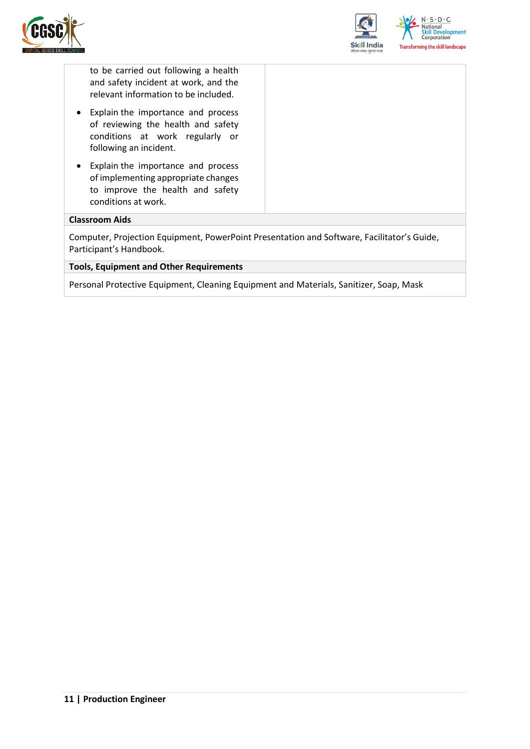| | |
|---|---|
| to be carried out following a health and safety incident at work, and the relevant information to be included.<br>• Explain the importance and process of reviewing the health and safety conditions at work regularly or following an incident.<br>• Explain the importance and process of implementing appropriate changes to improve the health and safety conditions at work. | |

**Classroom Aids**

Computer, Projection Equipment, PowerPoint Presentation and Software, Facilitator's Guide, Participant's Handbook.

**Tools, Equipment and Other Requirements**

Personal Protective Equipment, Cleaning Equipment and Materials, Sanitizer, Soap, Mask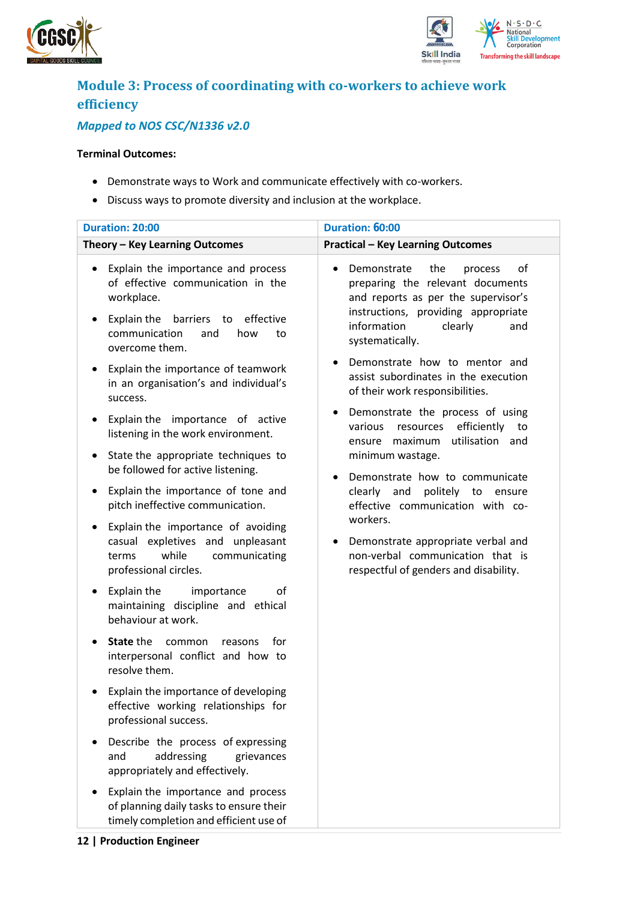## Module 3: Process of coordinating with co-workers to achieve work efficiency

***Mapped to NOS CSC/N1336 v2.0***

**Terminal Outcomes:**

- Demonstrate ways to Work and communicate effectively with co-workers.
- Discuss ways to promote diversity and inclusion at the workplace.

| Duration: 20:00 | Duration: 60:00 |
|---|---|
| **Theory – Key Learning Outcomes** | **Practical – Key Learning Outcomes** |
| • Explain the importance and process of effective communication in the workplace.<br>• Explain the barriers to effective communication and how to overcome them.<br>• Explain the importance of teamwork in an organisation's and individual's success.<br>• Explain the importance of active listening in the work environment.<br>• State the appropriate techniques to be followed for active listening.<br>• Explain the importance of tone and pitch ineffective communication.<br>• Explain the importance of avoiding casual expletives and unpleasant terms while communicating professional circles.<br>• Explain the importance of maintaining discipline and ethical behaviour at work.<br>• **State** the common reasons for interpersonal conflict and how to resolve them.<br>• Explain the importance of developing effective working relationships for professional success.<br>• Describe the process of expressing and addressing grievances appropriately and effectively.<br>• Explain the importance and process of planning daily tasks to ensure their timely completion and efficient use of | • Demonstrate the process of preparing the relevant documents and reports as per the supervisor's instructions, providing appropriate information clearly and systematically.<br>• Demonstrate how to mentor and assist subordinates in the execution of their work responsibilities.<br>• Demonstrate the process of using various resources efficiently to ensure maximum utilisation and minimum wastage.<br>• Demonstrate how to communicate clearly and politely to ensure effective communication with co-workers.<br>• Demonstrate appropriate verbal and non-verbal communication that is respectful of genders and disability. |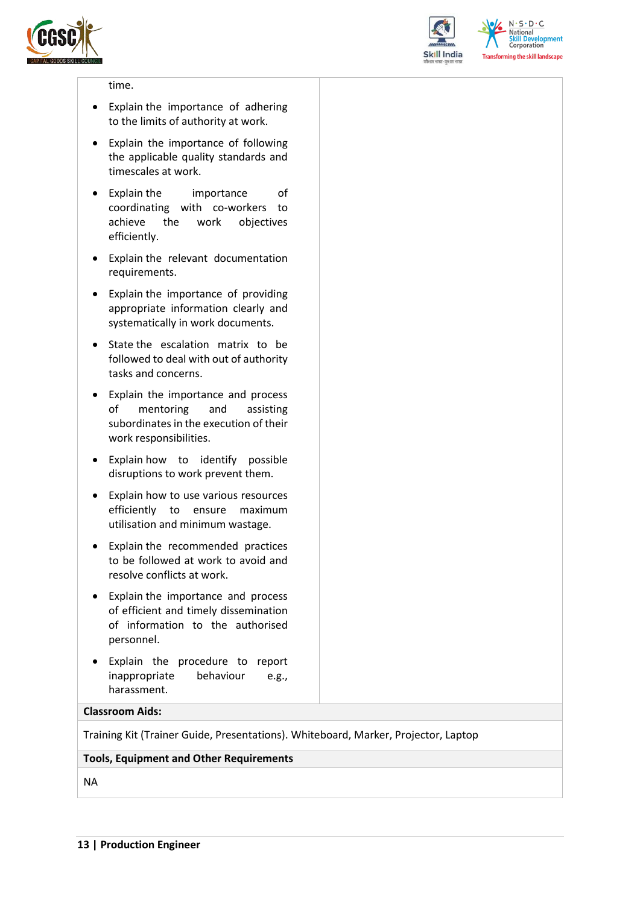| | |
|---|---|
| time.<br><br>• Explain the importance of adhering to the limits of authority at work.<br>• Explain the importance of following the applicable quality standards and timescales at work.<br>• Explain the importance of coordinating with co-workers to achieve the work objectives efficiently.<br>• Explain the relevant documentation requirements.<br>• Explain the importance of providing appropriate information clearly and systematically in work documents.<br>• State the escalation matrix to be followed to deal with out of authority tasks and concerns.<br>• Explain the importance and process of mentoring and assisting subordinates in the execution of their work responsibilities.<br>• Explain how to identify possible disruptions to work prevent them.<br>• Explain how to use various resources efficiently to ensure maximum utilisation and minimum wastage.<br>• Explain the recommended practices to be followed at work to avoid and resolve conflicts at work.<br>• Explain the importance and process of efficient and timely dissemination of information to the authorised personnel.<br>• Explain the procedure to report inappropriate behaviour e.g., harassment. | |
| **Classroom Aids:** | |
| Training Kit (Trainer Guide, Presentations). Whiteboard, Marker, Projector, Laptop | |
| **Tools, Equipment and Other Requirements** | |
| NA | |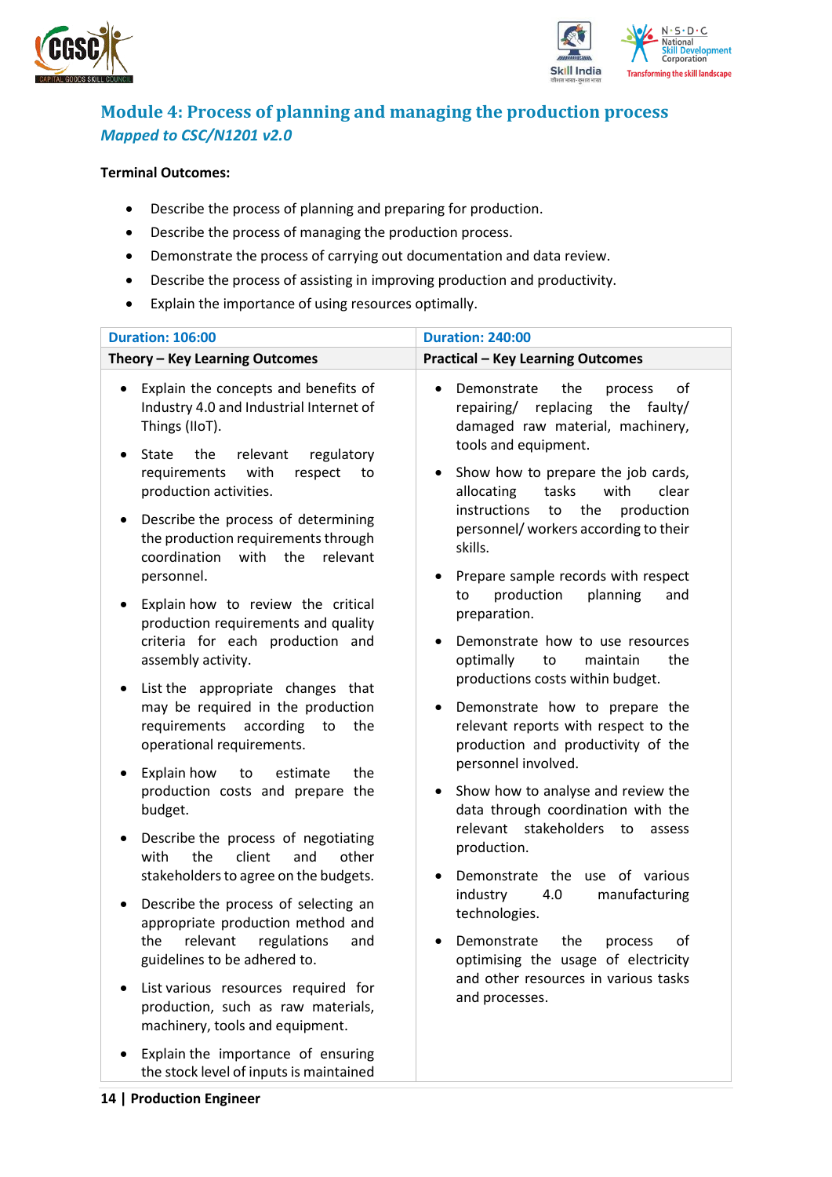## Module 4: Process of planning and managing the production process

*Mapped to CSC/N1201 v2.0*

**Terminal Outcomes:**

- Describe the process of planning and preparing for production.
- Describe the process of managing the production process.
- Demonstrate the process of carrying out documentation and data review.
- Describe the process of assisting in improving production and productivity.
- Explain the importance of using resources optimally.

| Duration: 106:00 | Duration: 240:00 |
|---|---|
| **Theory – Key Learning Outcomes** | **Practical – Key Learning Outcomes** |
| • Explain the concepts and benefits of Industry 4.0 and Industrial Internet of Things (IIoT).<br>• State the relevant regulatory requirements with respect to production activities.<br>• Describe the process of determining the production requirements through coordination with the relevant personnel.<br>• Explain how to review the critical production requirements and quality criteria for each production and assembly activity.<br>• List the appropriate changes that may be required in the production requirements according to the operational requirements.<br>• Explain how to estimate the production costs and prepare the budget.<br>• Describe the process of negotiating with the client and other stakeholders to agree on the budgets.<br>• Describe the process of selecting an appropriate production method and the relevant regulations and guidelines to be adhered to.<br>• List various resources required for production, such as raw materials, machinery, tools and equipment.<br>• Explain the importance of ensuring the stock level of inputs is maintained | • Demonstrate the process of repairing/ replacing the faulty/ damaged raw material, machinery, tools and equipment.<br>• Show how to prepare the job cards, allocating tasks with clear instructions to the production personnel/ workers according to their skills.<br>• Prepare sample records with respect to production planning and preparation.<br>• Demonstrate how to use resources optimally to maintain the productions costs within budget.<br>• Demonstrate how to prepare the relevant reports with respect to the production and productivity of the personnel involved.<br>• Show how to analyse and review the data through coordination with the relevant stakeholders to assess production.<br>• Demonstrate the use of various industry 4.0 manufacturing technologies.<br>• Demonstrate the process of optimising the usage of electricity and other resources in various tasks and processes. |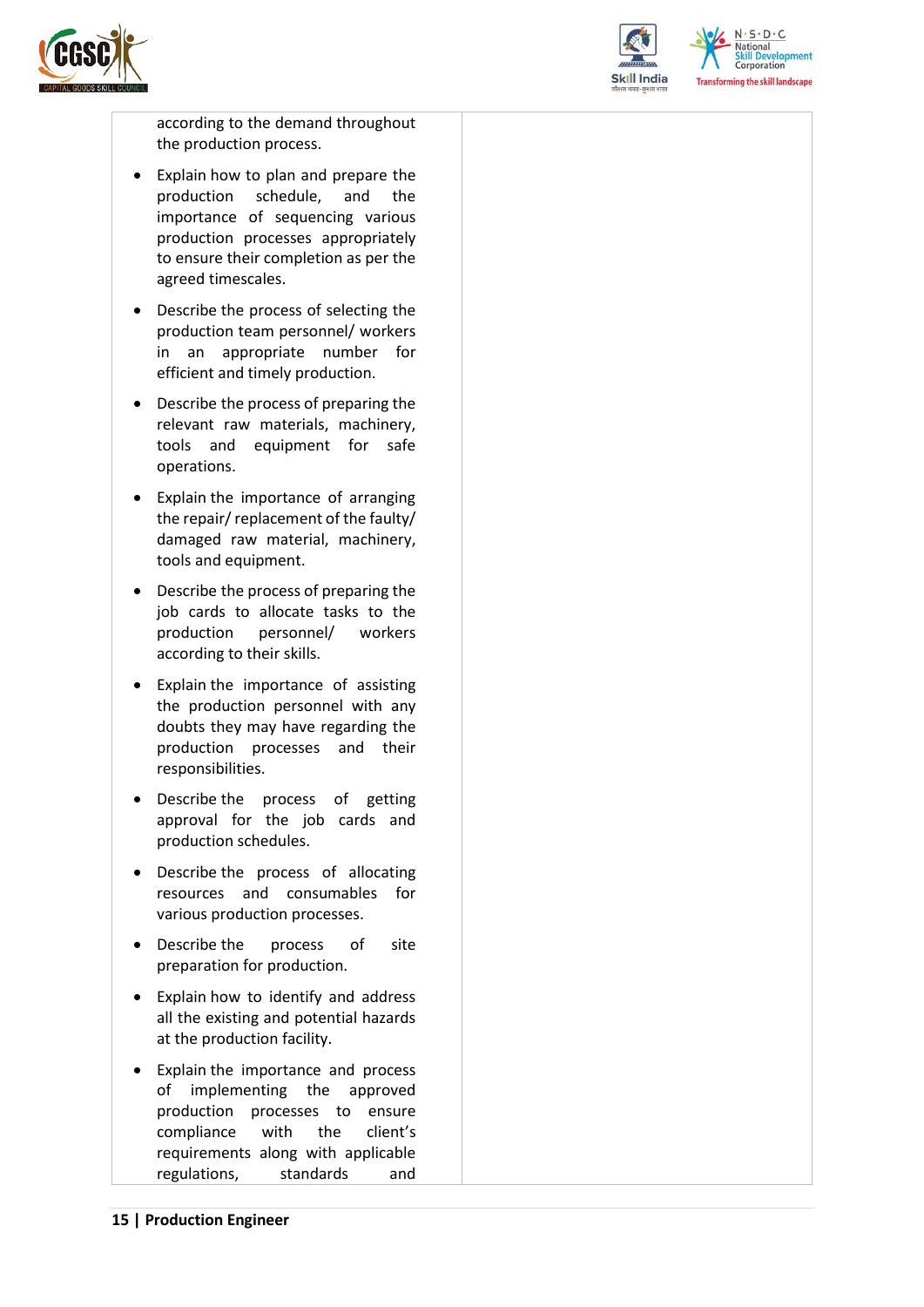| | |
|---|---|
| according to the demand throughout the production process.<br>• Explain how to plan and prepare the production schedule, and the importance of sequencing various production processes appropriately to ensure their completion as per the agreed timescales.<br>• Describe the process of selecting the production team personnel/ workers in an appropriate number for efficient and timely production.<br>• Describe the process of preparing the relevant raw materials, machinery, tools and equipment for safe operations.<br>• Explain the importance of arranging the repair/ replacement of the faulty/ damaged raw material, machinery, tools and equipment.<br>• Describe the process of preparing the job cards to allocate tasks to the production personnel/ workers according to their skills.<br>• Explain the importance of assisting the production personnel with any doubts they may have regarding the production processes and their responsibilities.<br>• Describe the process of getting approval for the job cards and production schedules.<br>• Describe the process of allocating resources and consumables for various production processes.<br>• Describe the process of site preparation for production.<br>• Explain how to identify and address all the existing and potential hazards at the production facility.<br>• Explain the importance and process of implementing the approved production processes to ensure compliance with the client's requirements along with applicable regulations, standards and | |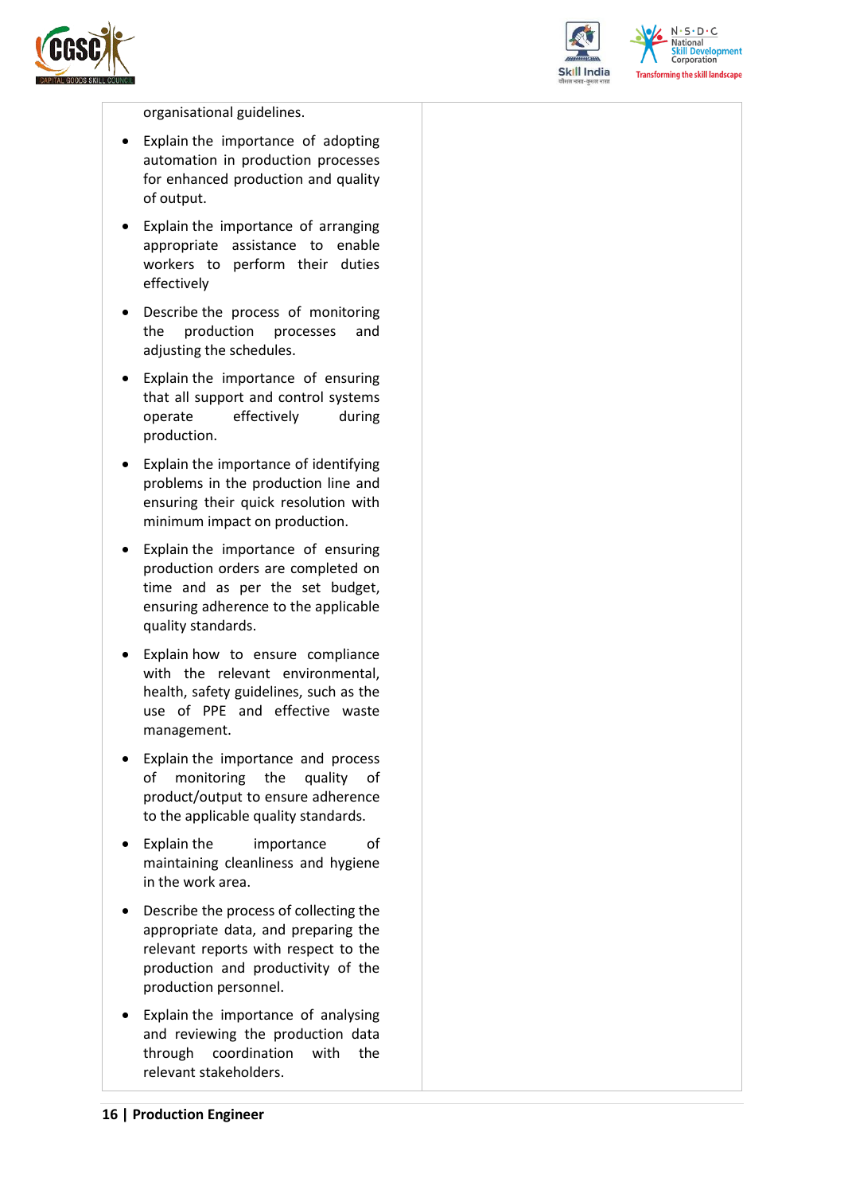| | |
|---|---|
| organisational guidelines.<br>• Explain the importance of adopting automation in production processes for enhanced production and quality of output.<br>• Explain the importance of arranging appropriate assistance to enable workers to perform their duties effectively<br>• Describe the process of monitoring the production processes and adjusting the schedules.<br>• Explain the importance of ensuring that all support and control systems operate effectively during production.<br>• Explain the importance of identifying problems in the production line and ensuring their quick resolution with minimum impact on production.<br>• Explain the importance of ensuring production orders are completed on time and as per the set budget, ensuring adherence to the applicable quality standards.<br>• Explain how to ensure compliance with the relevant environmental, health, safety guidelines, such as the use of PPE and effective waste management.<br>• Explain the importance and process of monitoring the quality of product/output to ensure adherence to the applicable quality standards.<br>• Explain the importance of maintaining cleanliness and hygiene in the work area.<br>• Describe the process of collecting the appropriate data, and preparing the relevant reports with respect to the production and productivity of the production personnel.<br>• Explain the importance of analysing and reviewing the production data through coordination with the relevant stakeholders. | |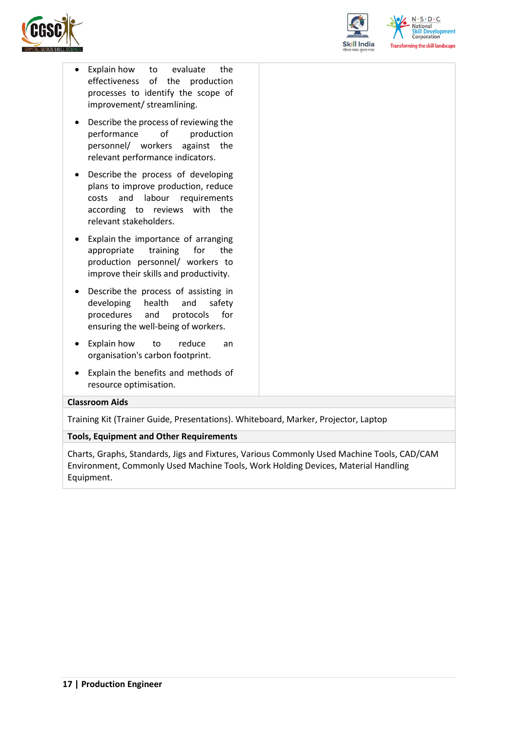| | |
|---|---|
| • Explain how to evaluate the effectiveness of the production processes to identify the scope of improvement/ streamlining.<br>• Describe the process of reviewing the performance of production personnel/ workers against the relevant performance indicators.<br>• Describe the process of developing plans to improve production, reduce costs and labour requirements according to reviews with the relevant stakeholders.<br>• Explain the importance of arranging appropriate training for the production personnel/ workers to improve their skills and productivity.<br>• Describe the process of assisting in developing health and safety procedures and protocols for ensuring the well-being of workers.<br>• Explain how to reduce an organisation's carbon footprint.<br>• Explain the benefits and methods of resource optimisation. | |

**Classroom Aids**

Training Kit (Trainer Guide, Presentations). Whiteboard, Marker, Projector, Laptop

**Tools, Equipment and Other Requirements**

Charts, Graphs, Standards, Jigs and Fixtures, Various Commonly Used Machine Tools, CAD/CAM Environment, Commonly Used Machine Tools, Work Holding Devices, Material Handling Equipment.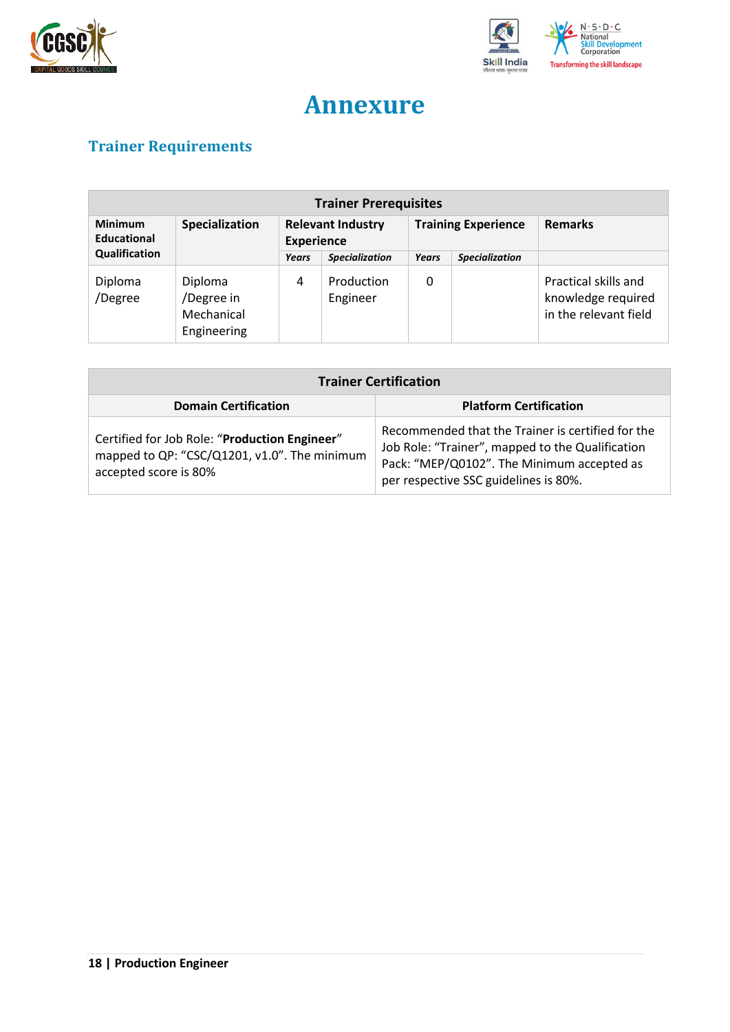# Annexure

## Trainer Requirements

| Trainer Prerequisites | | | | | | |
|---|---|---|---|---|---|---|
| **Minimum Educational Qualification** | **Specialization** | **Relevant Industry Experience** | | **Training Experience** | | **Remarks** |
| | | ***Years*** | ***Specialization*** | ***Years*** | ***Specialization*** | |
| Diploma /Degree | Diploma /Degree in Mechanical Engineering | 4 | Production Engineer | 0 | | Practical skills and knowledge required in the relevant field |

| Trainer Certification | |
|---|---|
| **Domain Certification** | **Platform Certification** |
| Certified for Job Role: "**Production Engineer**" mapped to QP: "CSC/Q1201, v1.0". The minimum accepted score is 80% | Recommended that the Trainer is certified for the Job Role: "Trainer", mapped to the Qualification Pack: "MEP/Q0102". The Minimum accepted as per respective SSC guidelines is 80%. |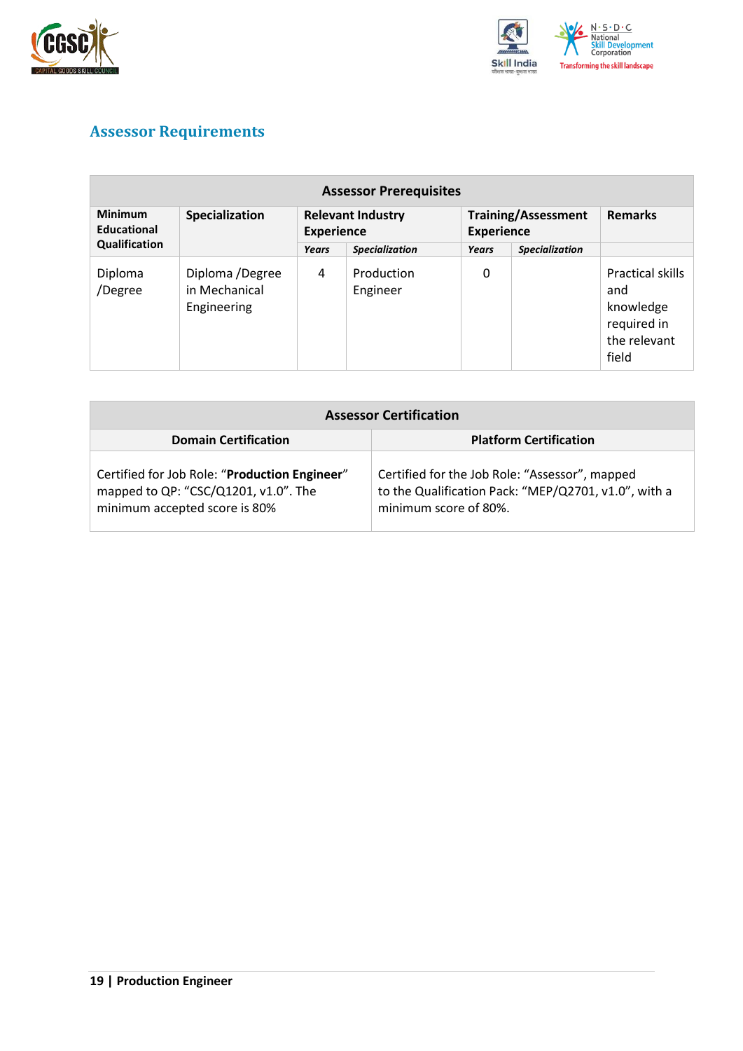## Assessor Requirements

| Assessor Prerequisites | | | | | | |
|---|---|---|---|---|---|---|
| **Minimum Educational Qualification** | **Specialization** | **Relevant Industry Experience** | | **Training/Assessment Experience** | | **Remarks** |
| | | ***Years*** | ***Specialization*** | ***Years*** | ***Specialization*** | |
| Diploma /Degree | Diploma /Degree in Mechanical Engineering | 4 | Production Engineer | 0 | | Practical skills and knowledge required in the relevant field |

| Assessor Certification | |
|---|---|
| **Domain Certification** | **Platform Certification** |
| Certified for Job Role: "**Production Engineer**" mapped to QP: "CSC/Q1201, v1.0". The minimum accepted score is 80% | Certified for the Job Role: "Assessor", mapped to the Qualification Pack: "MEP/Q2701, v1.0", with a minimum score of 80%. |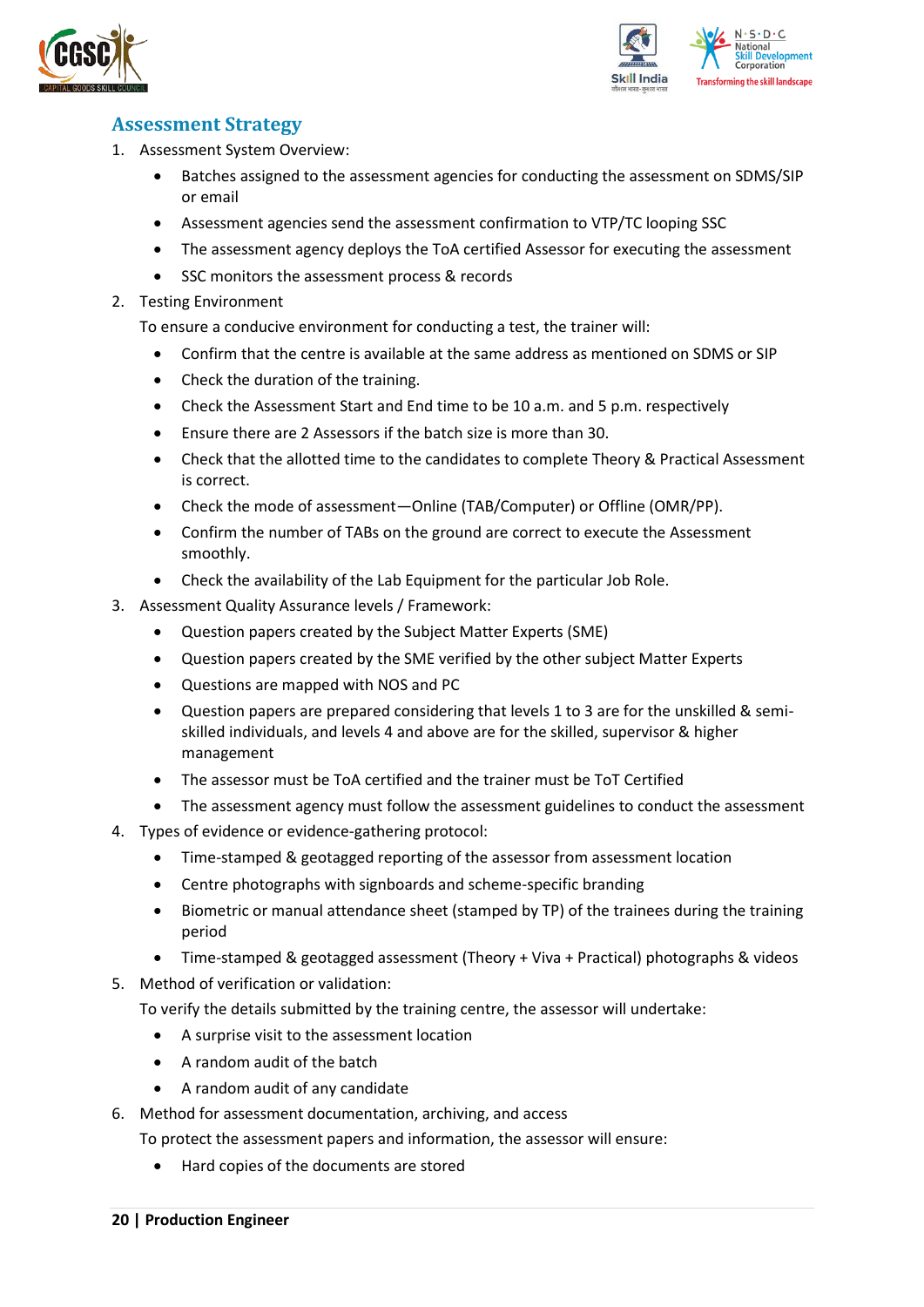## Assessment Strategy

1. Assessment System Overview:
    - Batches assigned to the assessment agencies for conducting the assessment on SDMS/SIP or email
    - Assessment agencies send the assessment confirmation to VTP/TC looping SSC
    - The assessment agency deploys the ToA certified Assessor for executing the assessment
    - SSC monitors the assessment process & records
2. Testing Environment

   To ensure a conducive environment for conducting a test, the trainer will:
    - Confirm that the centre is available at the same address as mentioned on SDMS or SIP
    - Check the duration of the training.
    - Check the Assessment Start and End time to be 10 a.m. and 5 p.m. respectively
    - Ensure there are 2 Assessors if the batch size is more than 30.
    - Check that the allotted time to the candidates to complete Theory & Practical Assessment is correct.
    - Check the mode of assessment—Online (TAB/Computer) or Offline (OMR/PP).
    - Confirm the number of TABs on the ground are correct to execute the Assessment smoothly.
    - Check the availability of the Lab Equipment for the particular Job Role.
3. Assessment Quality Assurance levels / Framework:
    - Question papers created by the Subject Matter Experts (SME)
    - Question papers created by the SME verified by the other subject Matter Experts
    - Questions are mapped with NOS and PC
    - Question papers are prepared considering that levels 1 to 3 are for the unskilled & semi-skilled individuals, and levels 4 and above are for the skilled, supervisor & higher management
    - The assessor must be ToA certified and the trainer must be ToT Certified
    - The assessment agency must follow the assessment guidelines to conduct the assessment
4. Types of evidence or evidence-gathering protocol:
    - Time-stamped & geotagged reporting of the assessor from assessment location
    - Centre photographs with signboards and scheme-specific branding
    - Biometric or manual attendance sheet (stamped by TP) of the trainees during the training period
    - Time-stamped & geotagged assessment (Theory + Viva + Practical) photographs & videos
5. Method of verification or validation:

   To verify the details submitted by the training centre, the assessor will undertake:
    - A surprise visit to the assessment location
    - A random audit of the batch
    - A random audit of any candidate
6. Method for assessment documentation, archiving, and access

   To protect the assessment papers and information, the assessor will ensure:
    - Hard copies of the documents are stored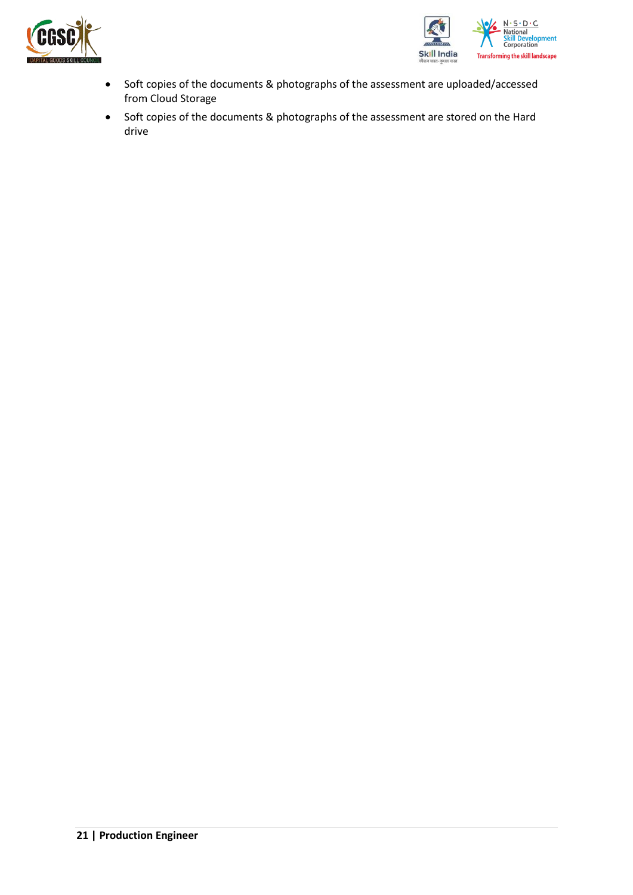- Soft copies of the documents & photographs of the assessment are uploaded/accessed from Cloud Storage
- Soft copies of the documents & photographs of the assessment are stored on the Hard drive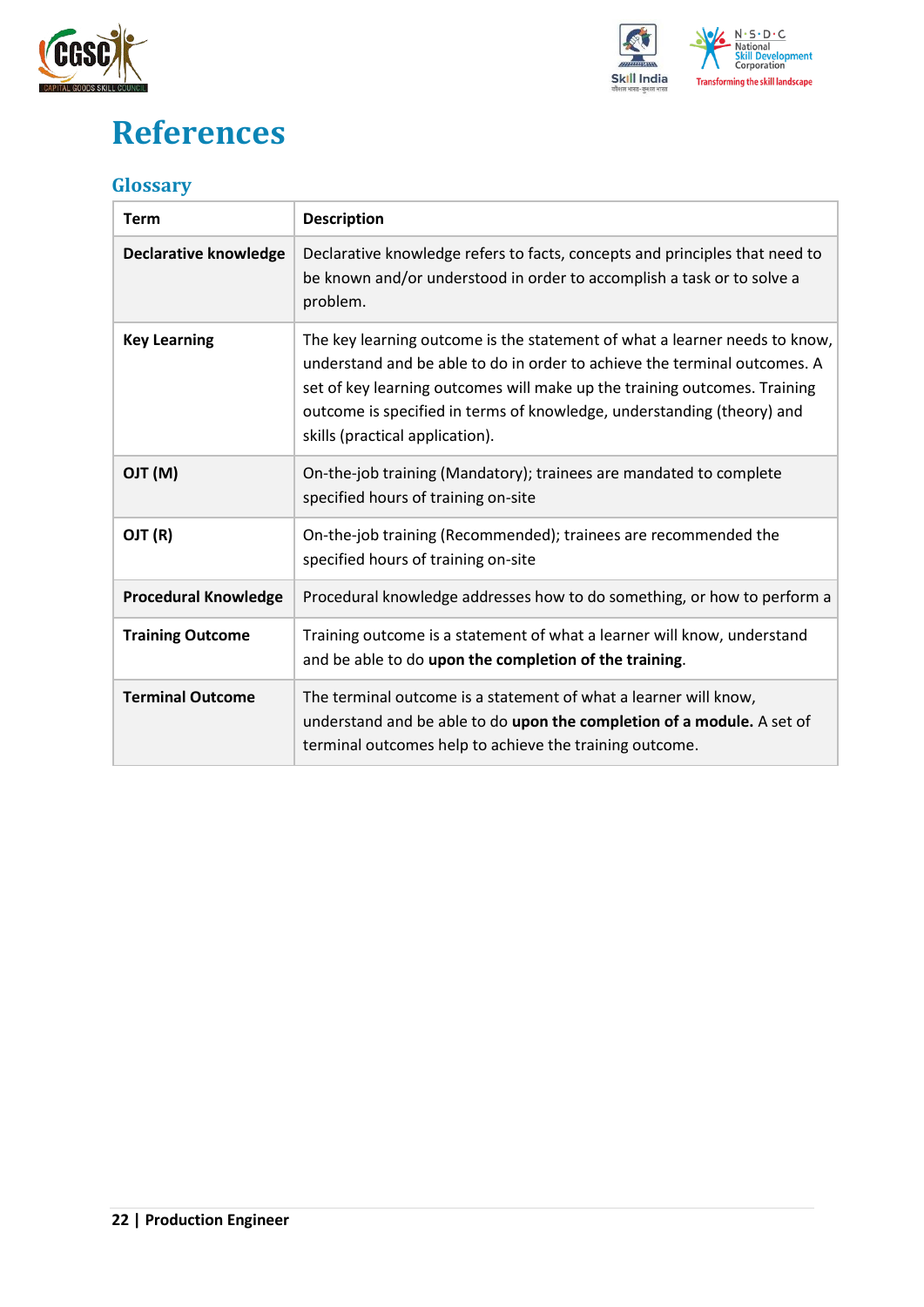# References

## Glossary

| Term | Description |
| --- | --- |
| **Declarative knowledge** | Declarative knowledge refers to facts, concepts and principles that need to be known and/or understood in order to accomplish a task or to solve a problem. |
| **Key Learning** | The key learning outcome is the statement of what a learner needs to know, understand and be able to do in order to achieve the terminal outcomes. A set of key learning outcomes will make up the training outcomes. Training outcome is specified in terms of knowledge, understanding (theory) and skills (practical application). |
| **OJT (M)** | On-the-job training (Mandatory); trainees are mandated to complete specified hours of training on-site |
| **OJT (R)** | On-the-job training (Recommended); trainees are recommended the specified hours of training on-site |
| **Procedural Knowledge** | Procedural knowledge addresses how to do something, or how to perform a |
| **Training Outcome** | Training outcome is a statement of what a learner will know, understand and be able to do **upon the completion of the training**. |
| **Terminal Outcome** | The terminal outcome is a statement of what a learner will know, understand and be able to do **upon the completion of a module.** A set of terminal outcomes help to achieve the training outcome. |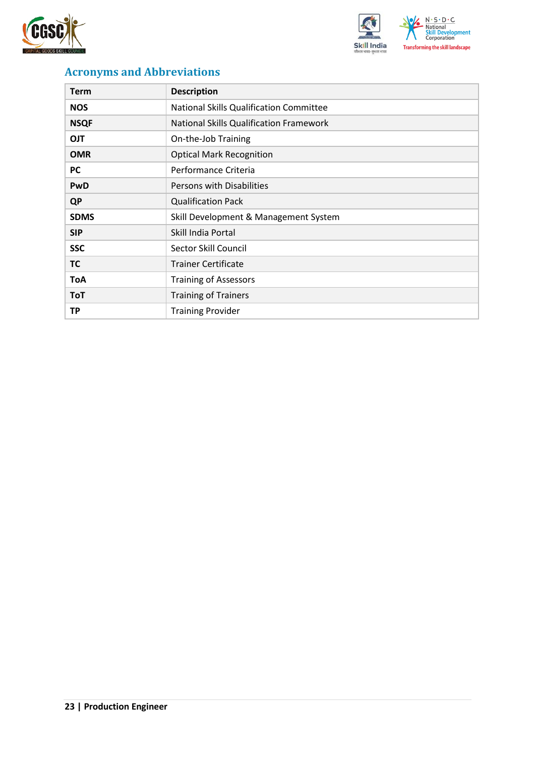## Acronyms and Abbreviations

| Term | Description |
|---|---|
| **NOS** | National Skills Qualification Committee |
| **NSQF** | National Skills Qualification Framework |
| **OJT** | On-the-Job Training |
| **OMR** | Optical Mark Recognition |
| **PC** | Performance Criteria |
| **PwD** | Persons with Disabilities |
| **QP** | Qualification Pack |
| **SDMS** | Skill Development & Management System |
| **SIP** | Skill India Portal |
| **SSC** | Sector Skill Council |
| **TC** | Trainer Certificate |
| **ToA** | Training of Assessors |
| **ToT** | Training of Trainers |
| **TP** | Training Provider |